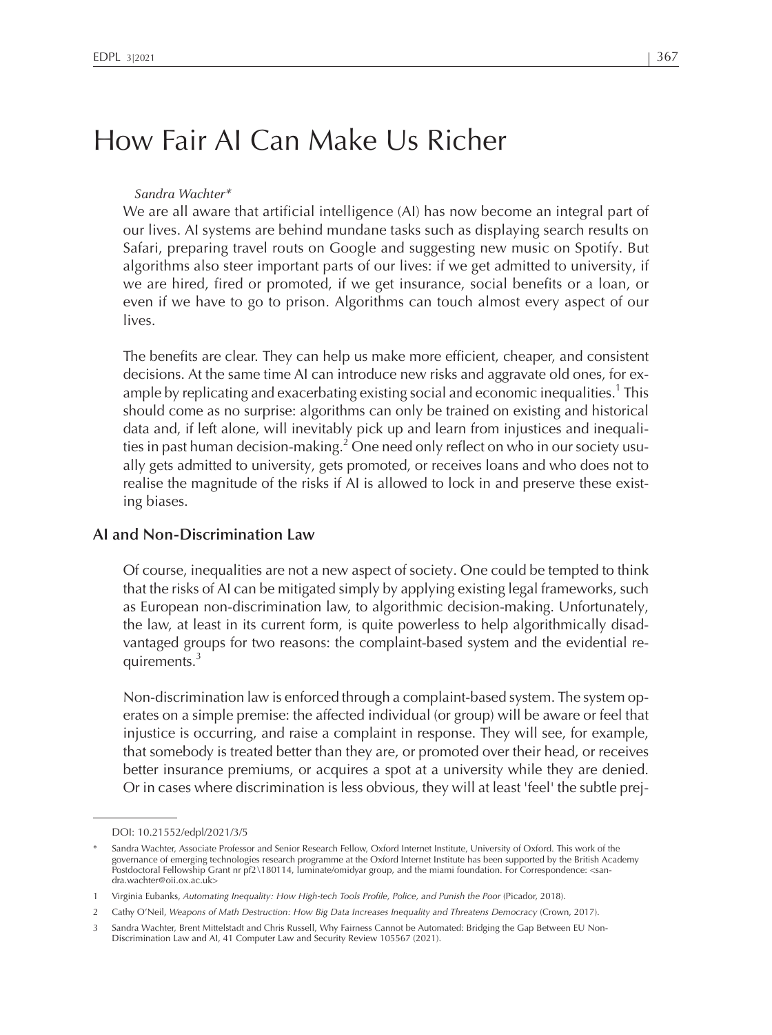// How Fair AI Can Make Us Richer

*Sandra Wachter**

We are all aware that artificial intelligence (AI) has now become an integral part of our lives. AI systems are behind mundane tasks such as displaying search results on Safari, preparing travel routs on Google and suggesting new music on Spotify. But algorithms also steer important parts of our lives: if we get admitted to university, if we are hired, fired or promoted, if we get insurance, social benefits or a loan, or even if we have to go to prison. Algorithms can touch almost every aspect of our lives.

The benefits are clear. They can help us make more efficient, cheaper, and consistent decisions. At the same time AI can introduce new risks and aggravate old ones, for example by replicating and exacerbating existing social and economic inequalities.[1] This should come as no surprise: algorithms can only be trained on existing and historical data and, if left alone, will inevitably pick up and learn from injustices and inequalities in past human decision-making.[2] One need only reflect on who in our society usually gets admitted to university, gets promoted, or receives loans and who does not to realise the magnitude of the risks if AI is allowed to lock in and preserve these existing biases.

## AI and Non-Discrimination Law

Of course, inequalities are not a new aspect of society. One could be tempted to think that the risks of AI can be mitigated simply by applying existing legal frameworks, such as European non-discrimination law, to algorithmic decision-making. Unfortunately, the law, at least in its current form, is quite powerless to help algorithmically disadvantaged groups for two reasons: the complaint-based system and the evidential requirements.[3]

Non-discrimination law is enforced through a complaint-based system. The system operates on a simple premise: the affected individual (or group) will be aware or feel that injustice is occurring, and raise a complaint in response. They will see, for example, that somebody is treated better than they are, or promoted over their head, or receives better insurance premiums, or acquires a spot at a university while they are denied. Or in cases where discrimination is less obvious, they will at least 'feel' the subtle prej-

---

DOI: 10.21552/edpl/2021/3/5

\* Sandra Wachter, Associate Professor and Senior Research Fellow, Oxford Internet Institute, University of Oxford. This work of the governance of emerging technologies research programme at the Oxford Internet Institute has been supported by the British Academy Postdoctoral Fellowship Grant nr pf2\180114, luminate/omidyar group, and the miami foundation. For Correspondence: <sandra.wachter@oii.ox.ac.uk>

1 Virginia Eubanks, *Automating Inequality: How High-tech Tools Profile, Police, and Punish the Poor* (Picador, 2018).

2 Cathy O'Neil, *Weapons of Math Destruction: How Big Data Increases Inequality and Threatens Democracy* (Crown, 2017).

3 Sandra Wachter, Brent Mittelstadt and Chris Russell, Why Fairness Cannot be Automated: Bridging the Gap Between EU Non-Discrimination Law and AI, 41 Computer Law and Security Review 105567 (2021).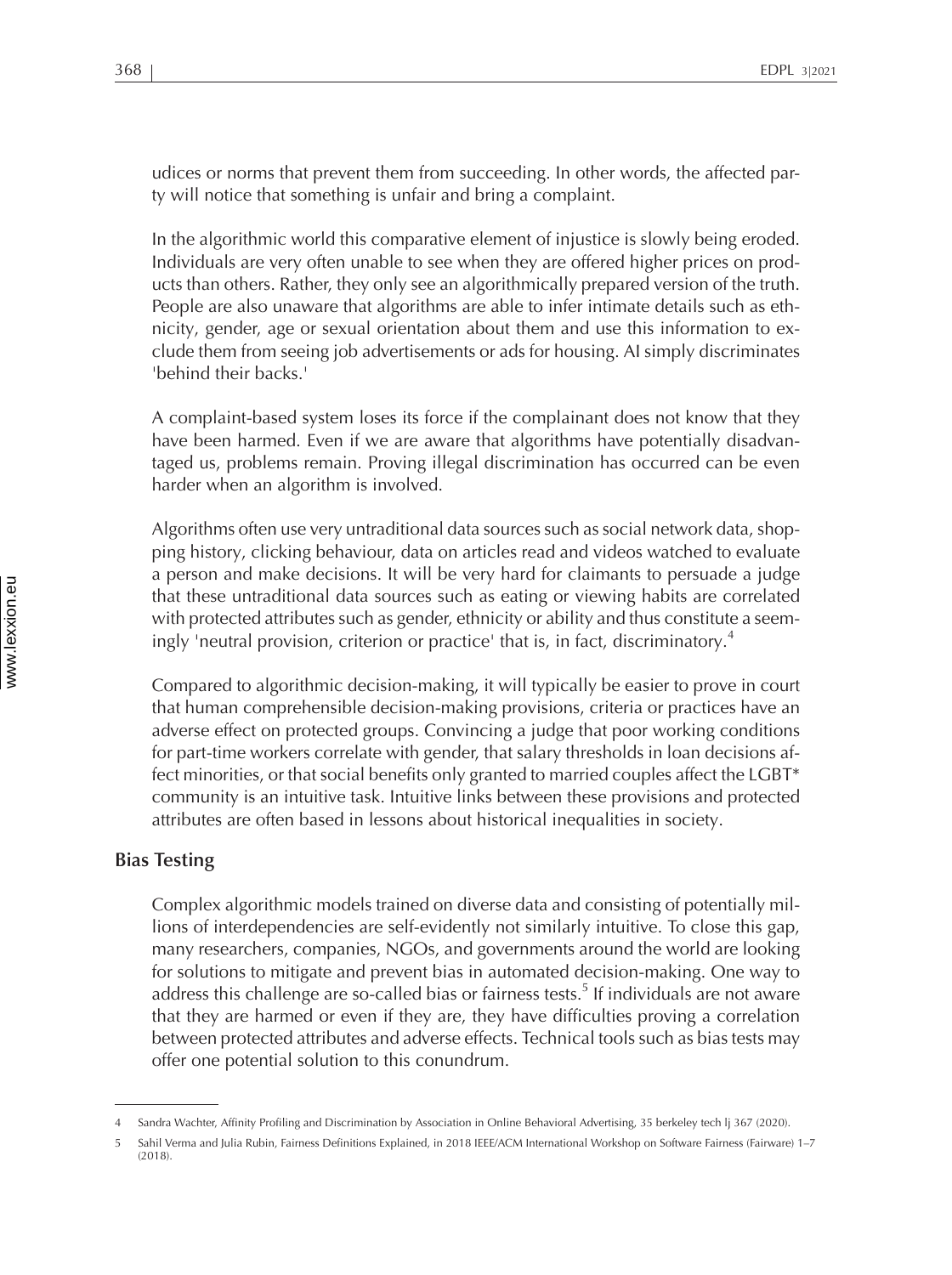udices or norms that prevent them from succeeding. In other words, the affected party will notice that something is unfair and bring a complaint.

In the algorithmic world this comparative element of injustice is slowly being eroded. Individuals are very often unable to see when they are offered higher prices on products than others. Rather, they only see an algorithmically prepared version of the truth. People are also unaware that algorithms are able to infer intimate details such as ethnicity, gender, age or sexual orientation about them and use this information to exclude them from seeing job advertisements or ads for housing. AI simply discriminates 'behind their backs.'

A complaint-based system loses its force if the complainant does not know that they have been harmed. Even if we are aware that algorithms have potentially disadvantaged us, problems remain. Proving illegal discrimination has occurred can be even harder when an algorithm is involved.

Algorithms often use very untraditional data sources such as social network data, shopping history, clicking behaviour, data on articles read and videos watched to evaluate a person and make decisions. It will be very hard for claimants to persuade a judge that these untraditional data sources such as eating or viewing habits are correlated with protected attributes such as gender, ethnicity or ability and thus constitute a seemingly 'neutral provision, criterion or practice' that is, in fact, discriminatory.[4]

Compared to algorithmic decision-making, it will typically be easier to prove in court that human comprehensible decision-making provisions, criteria or practices have an adverse effect on protected groups. Convincing a judge that poor working conditions for part-time workers correlate with gender, that salary thresholds in loan decisions affect minorities, or that social benefits only granted to married couples affect the LGBT* community is an intuitive task. Intuitive links between these provisions and protected attributes are often based in lessons about historical inequalities in society.

## Bias Testing

Complex algorithmic models trained on diverse data and consisting of potentially millions of interdependencies are self-evidently not similarly intuitive. To close this gap, many researchers, companies, NGOs, and governments around the world are looking for solutions to mitigate and prevent bias in automated decision-making. One way to address this challenge are so-called bias or fairness tests.[5] If individuals are not aware that they are harmed or even if they are, they have difficulties proving a correlation between protected attributes and adverse effects. Technical tools such as bias tests may offer one potential solution to this conundrum.

---

4 Sandra Wachter, Affinity Profiling and Discrimination by Association in Online Behavioral Advertising, 35 berkeley tech lj 367 (2020).

5 Sahil Verma and Julia Rubin, Fairness Definitions Explained, in 2018 IEEE/ACM International Workshop on Software Fairness (Fairware) 1–7 (2018).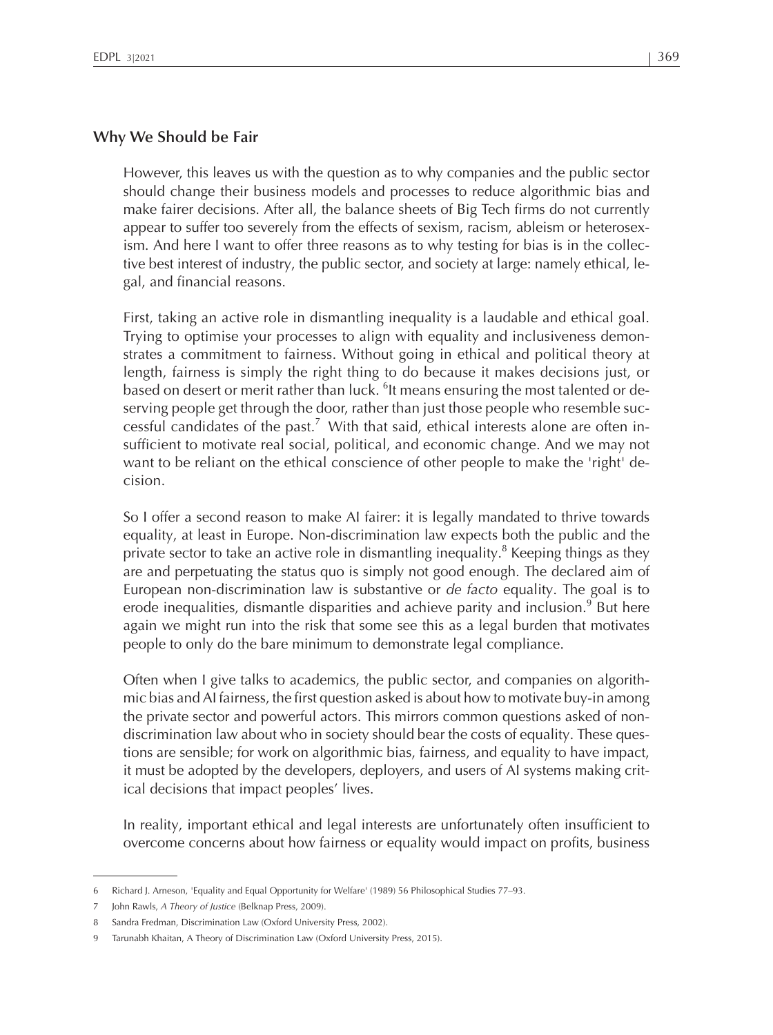## Why We Should be Fair

However, this leaves us with the question as to why companies and the public sector should change their business models and processes to reduce algorithmic bias and make fairer decisions. After all, the balance sheets of Big Tech firms do not currently appear to suffer too severely from the effects of sexism, racism, ableism or heterosexism. And here I want to offer three reasons as to why testing for bias is in the collective best interest of industry, the public sector, and society at large: namely ethical, legal, and financial reasons.

First, taking an active role in dismantling inequality is a laudable and ethical goal. Trying to optimise your processes to align with equality and inclusiveness demonstrates a commitment to fairness. Without going in ethical and political theory at length, fairness is simply the right thing to do because it makes decisions just, or based on desert or merit rather than luck. [6]It means ensuring the most talented or deserving people get through the door, rather than just those people who resemble successful candidates of the past.[7] With that said, ethical interests alone are often insufficient to motivate real social, political, and economic change. And we may not want to be reliant on the ethical conscience of other people to make the 'right' decision.

So I offer a second reason to make AI fairer: it is legally mandated to thrive towards equality, at least in Europe. Non-discrimination law expects both the public and the private sector to take an active role in dismantling inequality.[8] Keeping things as they are and perpetuating the status quo is simply not good enough. The declared aim of European non-discrimination law is substantive or *de facto* equality. The goal is to erode inequalities, dismantle disparities and achieve parity and inclusion.[9] But here again we might run into the risk that some see this as a legal burden that motivates people to only do the bare minimum to demonstrate legal compliance.

Often when I give talks to academics, the public sector, and companies on algorithmic bias and AI fairness, the first question asked is about how to motivate buy-in among the private sector and powerful actors. This mirrors common questions asked of non-discrimination law about who in society should bear the costs of equality. These questions are sensible; for work on algorithmic bias, fairness, and equality to have impact, it must be adopted by the developers, deployers, and users of AI systems making critical decisions that impact peoples' lives.

In reality, important ethical and legal interests are unfortunately often insufficient to overcome concerns about how fairness or equality would impact on profits, business

---

6 Richard J. Arneson, 'Equality and Equal Opportunity for Welfare' (1989) 56 Philosophical Studies 77–93.

7 John Rawls, *A Theory of Justice* (Belknap Press, 2009).

8 Sandra Fredman, Discrimination Law (Oxford University Press, 2002).

9 Tarunabh Khaitan, A Theory of Discrimination Law (Oxford University Press, 2015).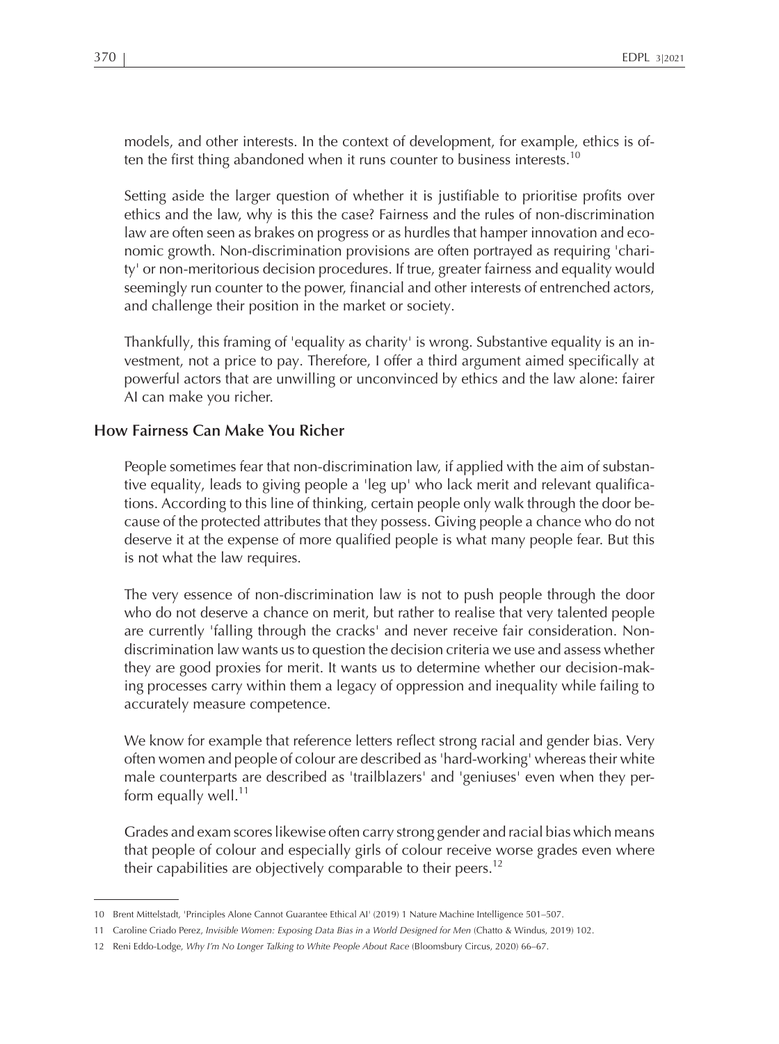models, and other interests. In the context of development, for example, ethics is often the first thing abandoned when it runs counter to business interests.[10]

Setting aside the larger question of whether it is justifiable to prioritise profits over ethics and the law, why is this the case? Fairness and the rules of non-discrimination law are often seen as brakes on progress or as hurdles that hamper innovation and economic growth. Non-discrimination provisions are often portrayed as requiring 'charity' or non-meritorious decision procedures. If true, greater fairness and equality would seemingly run counter to the power, financial and other interests of entrenched actors, and challenge their position in the market or society.

Thankfully, this framing of 'equality as charity' is wrong. Substantive equality is an investment, not a price to pay. Therefore, I offer a third argument aimed specifically at powerful actors that are unwilling or unconvinced by ethics and the law alone: fairer AI can make you richer.

## How Fairness Can Make You Richer

People sometimes fear that non-discrimination law, if applied with the aim of substantive equality, leads to giving people a 'leg up' who lack merit and relevant qualifications. According to this line of thinking, certain people only walk through the door because of the protected attributes that they possess. Giving people a chance who do not deserve it at the expense of more qualified people is what many people fear. But this is not what the law requires.

The very essence of non-discrimination law is not to push people through the door who do not deserve a chance on merit, but rather to realise that very talented people are currently 'falling through the cracks' and never receive fair consideration. Non-discrimination law wants us to question the decision criteria we use and assess whether they are good proxies for merit. It wants us to determine whether our decision-making processes carry within them a legacy of oppression and inequality while failing to accurately measure competence.

We know for example that reference letters reflect strong racial and gender bias. Very often women and people of colour are described as 'hard-working' whereas their white male counterparts are described as 'trailblazers' and 'geniuses' even when they perform equally well.[11]

Grades and exam scores likewise often carry strong gender and racial bias which means that people of colour and especially girls of colour receive worse grades even where their capabilities are objectively comparable to their peers.[12]

---

10 Brent Mittelstadt, 'Principles Alone Cannot Guarantee Ethical AI' (2019) 1 Nature Machine Intelligence 501–507.

11 Caroline Criado Perez, *Invisible Women: Exposing Data Bias in a World Designed for Men* (Chatto & Windus, 2019) 102.

12 Reni Eddo-Lodge, *Why I'm No Longer Talking to White People About Race* (Bloomsbury Circus, 2020) 66–67.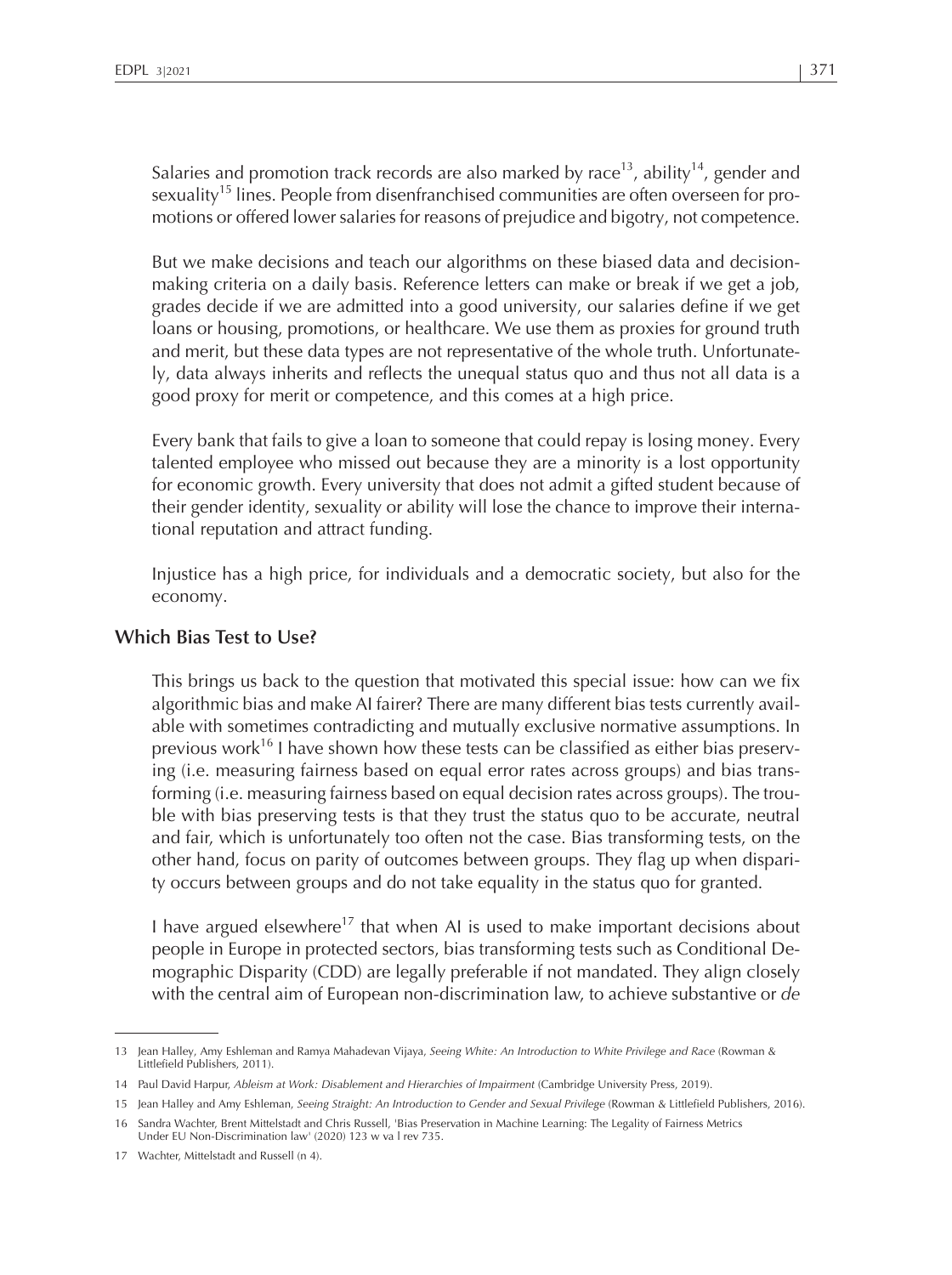Salaries and promotion track records are also marked by race[13], ability[14], gender and sexuality[15] lines. People from disenfranchised communities are often overseen for promotions or offered lower salaries for reasons of prejudice and bigotry, not competence.

But we make decisions and teach our algorithms on these biased data and decision-making criteria on a daily basis. Reference letters can make or break if we get a job, grades decide if we are admitted into a good university, our salaries define if we get loans or housing, promotions, or healthcare. We use them as proxies for ground truth and merit, but these data types are not representative of the whole truth. Unfortunately, data always inherits and reflects the unequal status quo and thus not all data is a good proxy for merit or competence, and this comes at a high price.

Every bank that fails to give a loan to someone that could repay is losing money. Every talented employee who missed out because they are a minority is a lost opportunity for economic growth. Every university that does not admit a gifted student because of their gender identity, sexuality or ability will lose the chance to improve their international reputation and attract funding.

Injustice has a high price, for individuals and a democratic society, but also for the economy.

### Which Bias Test to Use?

This brings us back to the question that motivated this special issue: how can we fix algorithmic bias and make AI fairer? There are many different bias tests currently available with sometimes contradicting and mutually exclusive normative assumptions. In previous work[16] I have shown how these tests can be classified as either bias preserving (i.e. measuring fairness based on equal error rates across groups) and bias transforming (i.e. measuring fairness based on equal decision rates across groups). The trouble with bias preserving tests is that they trust the status quo to be accurate, neutral and fair, which is unfortunately too often not the case. Bias transforming tests, on the other hand, focus on parity of outcomes between groups. They flag up when disparity occurs between groups and do not take equality in the status quo for granted.

I have argued elsewhere[17] that when AI is used to make important decisions about people in Europe in protected sectors, bias transforming tests such as Conditional Demographic Disparity (CDD) are legally preferable if not mandated. They align closely with the central aim of European non-discrimination law, to achieve substantive or *de*

---

13 Jean Halley, Amy Eshleman and Ramya Mahadevan Vijaya, *Seeing White: An Introduction to White Privilege and Race* (Rowman & Littlefield Publishers, 2011).

14 Paul David Harpur, *Ableism at Work: Disablement and Hierarchies of Impairment* (Cambridge University Press, 2019).

15 Jean Halley and Amy Eshleman, *Seeing Straight: An Introduction to Gender and Sexual Privilege* (Rowman & Littlefield Publishers, 2016).

16 Sandra Wachter, Brent Mittelstadt and Chris Russell, 'Bias Preservation in Machine Learning: The Legality of Fairness Metrics Under EU Non-Discrimination law' (2020) 123 w va l rev 735.

17 Wachter, Mittelstadt and Russell (n 4).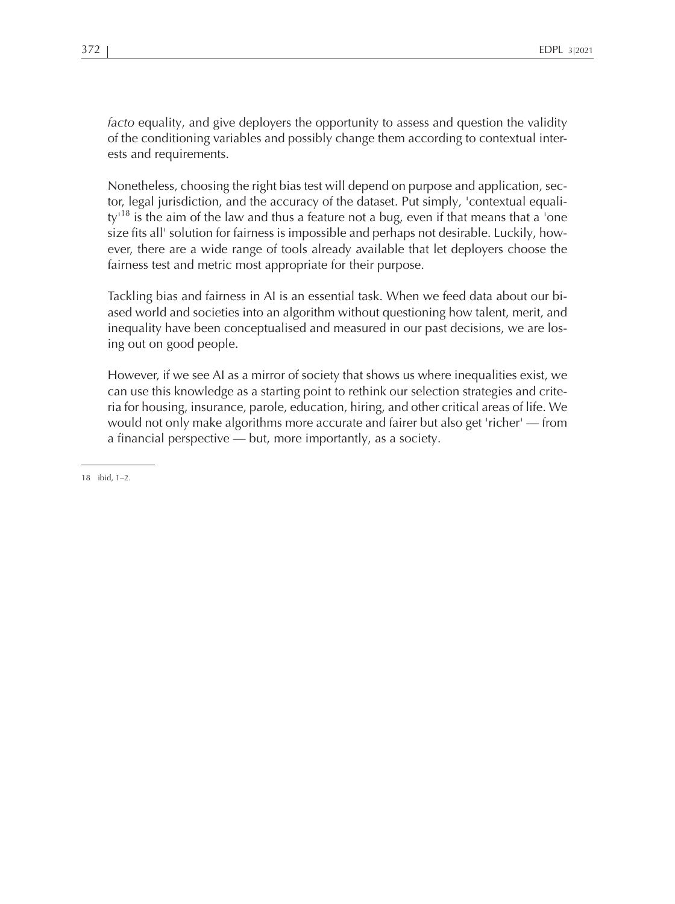*facto* equality, and give deployers the opportunity to assess and question the validity of the conditioning variables and possibly change them according to contextual interests and requirements.

Nonetheless, choosing the right bias test will depend on purpose and application, sector, legal jurisdiction, and the accuracy of the dataset. Put simply, 'contextual equality'[18] is the aim of the law and thus a feature not a bug, even if that means that a 'one size fits all' solution for fairness is impossible and perhaps not desirable. Luckily, however, there are a wide range of tools already available that let deployers choose the fairness test and metric most appropriate for their purpose.

Tackling bias and fairness in AI is an essential task. When we feed data about our biased world and societies into an algorithm without questioning how talent, merit, and inequality have been conceptualised and measured in our past decisions, we are losing out on good people.

However, if we see AI as a mirror of society that shows us where inequalities exist, we can use this knowledge as a starting point to rethink our selection strategies and criteria for housing, insurance, parole, education, hiring, and other critical areas of life. We would not only make algorithms more accurate and fairer but also get 'richer' — from a financial perspective — but, more importantly, as a society.

---

18 ibid, 1–2.